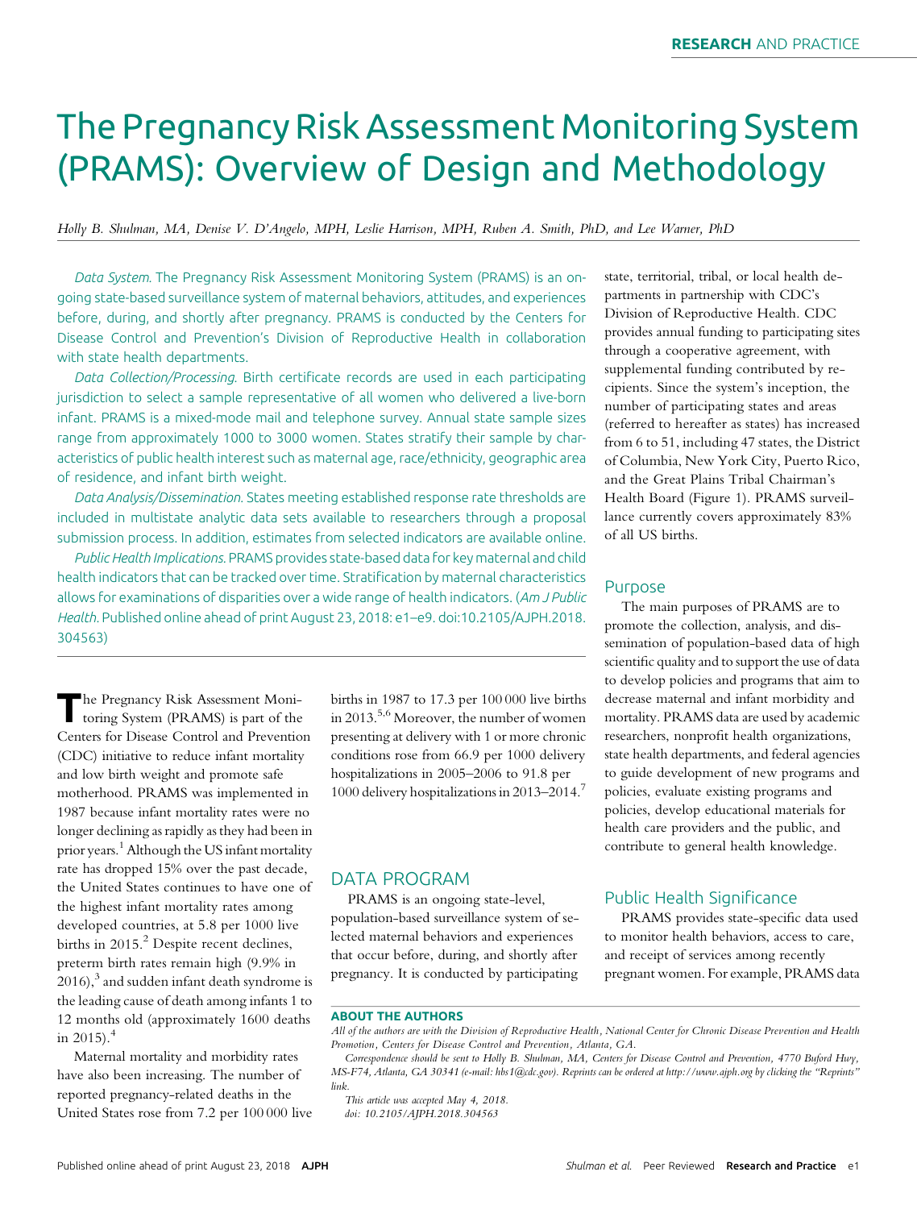# The Pregnancy Risk Assessment Monitoring System (PRAMS): Overview of Design and Methodology

*Holly B. Shulman, MA, Denise V. D'Angelo, MPH, Leslie Harrison, MPH, Ruben A. Smith, PhD, and Lee Warner, PhD*

*Data System.* The Pregnancy Risk Assessment Monitoring System (PRAMS) is an ongoing state-based surveillance system of maternal behaviors, attitudes, and experiences before, during, and shortly after pregnancy. PRAMS is conducted by the Centers for Disease Control and Prevention's Division of Reproductive Health in collaboration with state health departments.

*Data Collection/Processing.* Birth certificate records are used in each participating jurisdiction to select a sample representative of all women who delivered a live-born infant. PRAMS is a mixed-mode mail and telephone survey. Annual state sample sizes range from approximately 1000 to 3000 women. States stratify their sample by characteristics of public health interest such as maternal age, race/ethnicity, geographic area of residence, and infant birth weight.

*Data Analysis/Dissemination.* States meeting established response rate thresholds are included in multistate analytic data sets available to researchers through a proposal submission process. In addition, estimates from selected indicators are available online.

*Public Health Implications.* PRAMS provides state-based data for key maternal and child health indicators that can be tracked over time. Stratification by maternal characteristics allows for examinations of disparities over a wide range of health indicators. (*Am J Public Health.* Published online ahead of print August 23, 2018: e1–e9. doi:10.2105/AJPH.2018.304563)

The Pregnancy Risk Assessment Monitoring System (PRAMS) is part of the Centers for Disease Control and Prevention (CDC) initiative to reduce infant mortality and low birth weight and promote safe motherhood. PRAMS was implemented in 1987 because infant mortality rates were no longer declining as rapidly as they had been in prior years.[1] Although the US infant mortality rate has dropped 15% over the past decade, the United States continues to have one of the highest infant mortality rates among developed countries, at 5.8 per 1000 live births in 2015.[2] Despite recent declines, preterm birth rates remain high (9.9% in 2016),[3] and sudden infant death syndrome is the leading cause of death among infants 1 to 12 months old (approximately 1600 deaths in 2015).[4]

Maternal mortality and morbidity rates have also been increasing. The number of reported pregnancy-related deaths in the United States rose from 7.2 per 100 000 live births in 1987 to 17.3 per 100 000 live births in 2013.[5,6] Moreover, the number of women presenting at delivery with 1 or more chronic conditions rose from 66.9 per 1000 delivery hospitalizations in 2005–2006 to 91.8 per 1000 delivery hospitalizations in 2013–2014.[7]

## DATA PROGRAM

PRAMS is an ongoing state-level, population-based surveillance system of selected maternal behaviors and experiences that occur before, during, and shortly after pregnancy. It is conducted by participating state, territorial, tribal, or local health departments in partnership with CDC's Division of Reproductive Health. CDC provides annual funding to participating sites through a cooperative agreement, with supplemental funding contributed by recipients. Since the system's inception, the number of participating states and areas (referred to hereafter as states) has increased from 6 to 51, including 47 states, the District of Columbia, New York City, Puerto Rico, and the Great Plains Tribal Chairman's Health Board (Figure 1). PRAMS surveillance currently covers approximately 83% of all US births.

### Purpose

The main purposes of PRAMS are to promote the collection, analysis, and dissemination of population-based data of high scientific quality and to support the use of data to develop policies and programs that aim to decrease maternal and infant morbidity and mortality. PRAMS data are used by academic researchers, nonprofit health organizations, state health departments, and federal agencies to guide development of new programs and policies, evaluate existing programs and policies, develop educational materials for health care providers and the public, and contribute to general health knowledge.

### Public Health Significance

PRAMS provides state-specific data used to monitor health behaviors, access to care, and receipt of services among recently pregnant women. For example, PRAMS data

**ABOUT THE AUTHORS**

*All of the authors are with the Division of Reproductive Health, National Center for Chronic Disease Prevention and Health Promotion, Centers for Disease Control and Prevention, Atlanta, GA.*

*Correspondence should be sent to Holly B. Shulman, MA, Centers for Disease Control and Prevention, 4770 Buford Hwy, MS-F74, Atlanta, GA 30341 (e-mail: hbs1@cdc.gov). Reprints can be ordered at http://www.ajph.org by clicking the "Reprints" link.*

*This article was accepted May 4, 2018.*
*doi: 10.2105/AJPH.2018.304563*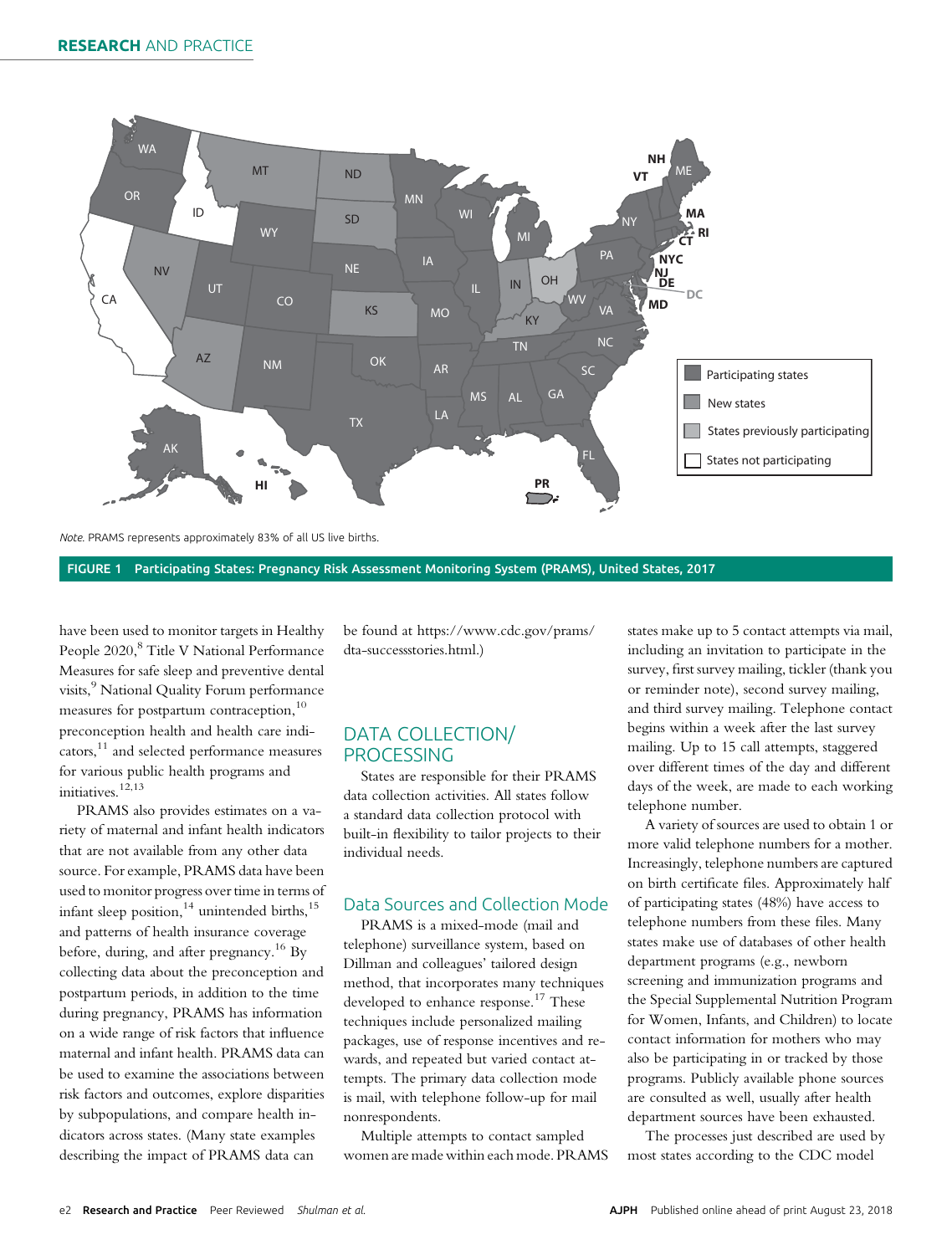Note. PRAMS represents approximately 83% of all US live births.

**FIGURE 1 Participating States: Pregnancy Risk Assessment Monitoring System (PRAMS), United States, 2017**

have been used to monitor targets in Healthy People 2020,[8] Title V National Performance Measures for safe sleep and preventive dental visits,[9] National Quality Forum performance measures for postpartum contraception,[10] preconception health and health care indicators,[11] and selected performance measures for various public health programs and initiatives.[12,13]

PRAMS also provides estimates on a variety of maternal and infant health indicators that are not available from any other data source. For example, PRAMS data have been used to monitor progress over time in terms of infant sleep position,[14] unintended births,[15] and patterns of health insurance coverage before, during, and after pregnancy.[16] By collecting data about the preconception and postpartum periods, in addition to the time during pregnancy, PRAMS has information on a wide range of risk factors that influence maternal and infant health. PRAMS data can be used to examine the associations between risk factors and outcomes, explore disparities by subpopulations, and compare health indicators across states. (Many state examples describing the impact of PRAMS data can be found at https://www.cdc.gov/prams/dta-successstories.html.)

## DATA COLLECTION/PROCESSING

States are responsible for their PRAMS data collection activities. All states follow a standard data collection protocol with built-in flexibility to tailor projects to their individual needs.

### Data Sources and Collection Mode

PRAMS is a mixed-mode (mail and telephone) surveillance system, based on Dillman and colleagues' tailored design method, that incorporates many techniques developed to enhance response.[17] These techniques include personalized mailing packages, use of response incentives and rewards, and repeated but varied contact attempts. The primary data collection mode is mail, with telephone follow-up for mail nonrespondents.

Multiple attempts to contact sampled women are made within each mode. PRAMS states make up to 5 contact attempts via mail, including an invitation to participate in the survey, first survey mailing, tickler (thank you or reminder note), second survey mailing, and third survey mailing. Telephone contact begins within a week after the last survey mailing. Up to 15 call attempts, staggered over different times of the day and different days of the week, are made to each working telephone number.

A variety of sources are used to obtain 1 or more valid telephone numbers for a mother. Increasingly, telephone numbers are captured on birth certificate files. Approximately half of participating states (48%) have access to telephone numbers from these files. Many states make use of databases of other health department programs (e.g., newborn screening and immunization programs and the Special Supplemental Nutrition Program for Women, Infants, and Children) to locate contact information for mothers who may also be participating in or tracked by those programs. Publicly available phone sources are consulted as well, usually after health department sources have been exhausted.

The processes just described are used by most states according to the CDC model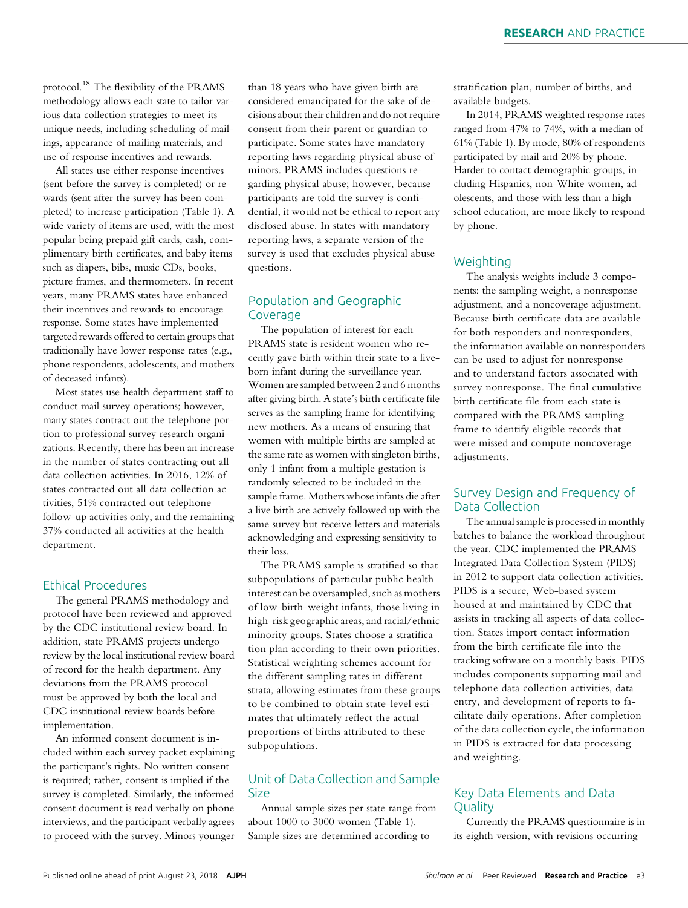protocol.[18] The flexibility of the PRAMS methodology allows each state to tailor various data collection strategies to meet its unique needs, including scheduling of mailings, appearance of mailing materials, and use of response incentives and rewards.

All states use either response incentives (sent before the survey is completed) or rewards (sent after the survey has been completed) to increase participation (Table 1). A wide variety of items are used, with the most popular being prepaid gift cards, cash, complimentary birth certificates, and baby items such as diapers, bibs, music CDs, books, picture frames, and thermometers. In recent years, many PRAMS states have enhanced their incentives and rewards to encourage response. Some states have implemented targeted rewards offered to certain groups that traditionally have lower response rates (e.g., phone respondents, adolescents, and mothers of deceased infants).

Most states use health department staff to conduct mail survey operations; however, many states contract out the telephone portion to professional survey research organizations. Recently, there has been an increase in the number of states contracting out all data collection activities. In 2016, 12% of states contracted out all data collection activities, 51% contracted out telephone follow-up activities only, and the remaining 37% conducted all activities at the health department.

## Ethical Procedures

The general PRAMS methodology and protocol have been reviewed and approved by the CDC institutional review board. In addition, state PRAMS projects undergo review by the local institutional review board of record for the health department. Any deviations from the PRAMS protocol must be approved by both the local and CDC institutional review boards before implementation.

An informed consent document is included within each survey packet explaining the participant's rights. No written consent is required; rather, consent is implied if the survey is completed. Similarly, the informed consent document is read verbally on phone interviews, and the participant verbally agrees to proceed with the survey. Minors younger than 18 years who have given birth are considered emancipated for the sake of decisions about their children and do not require consent from their parent or guardian to participate. Some states have mandatory reporting laws regarding physical abuse of minors. PRAMS includes questions regarding physical abuse; however, because participants are told the survey is confidential, it would not be ethical to report any disclosed abuse. In states with mandatory reporting laws, a separate version of the survey is used that excludes physical abuse questions.

## Population and Geographic Coverage

The population of interest for each PRAMS state is resident women who recently gave birth within their state to a liveborn infant during the surveillance year. Women are sampled between 2 and 6 months after giving birth. A state's birth certificate file serves as the sampling frame for identifying new mothers. As a means of ensuring that women with multiple births are sampled at the same rate as women with singleton births, only 1 infant from a multiple gestation is randomly selected to be included in the sample frame. Mothers whose infants die after a live birth are actively followed up with the same survey but receive letters and materials acknowledging and expressing sensitivity to their loss.

The PRAMS sample is stratified so that subpopulations of particular public health interest can be oversampled, such as mothers of low-birth-weight infants, those living in high-risk geographic areas, and racial/ethnic minority groups. States choose a stratification plan according to their own priorities. Statistical weighting schemes account for the different sampling rates in different strata, allowing estimates from these groups to be combined to obtain state-level estimates that ultimately reflect the actual proportions of births attributed to these subpopulations.

## Unit of Data Collection and Sample Size

Annual sample sizes per state range from about 1000 to 3000 women (Table 1). Sample sizes are determined according to stratification plan, number of births, and available budgets.

In 2014, PRAMS weighted response rates ranged from 47% to 74%, with a median of 61% (Table 1). By mode, 80% of respondents participated by mail and 20% by phone. Harder to contact demographic groups, including Hispanics, non-White women, adolescents, and those with less than a high school education, are more likely to respond by phone.

## Weighting

The analysis weights include 3 components: the sampling weight, a nonresponse adjustment, and a noncoverage adjustment. Because birth certificate data are available for both responders and nonresponders, the information available on nonresponders can be used to adjust for nonresponse and to understand factors associated with survey nonresponse. The final cumulative birth certificate file from each state is compared with the PRAMS sampling frame to identify eligible records that were missed and compute noncoverage adjustments.

## Survey Design and Frequency of Data Collection

The annual sample is processed in monthly batches to balance the workload throughout the year. CDC implemented the PRAMS Integrated Data Collection System (PIDS) in 2012 to support data collection activities. PIDS is a secure, Web-based system housed at and maintained by CDC that assists in tracking all aspects of data collection. States import contact information from the birth certificate file into the tracking software on a monthly basis. PIDS includes components supporting mail and telephone data collection activities, data entry, and development of reports to facilitate daily operations. After completion of the data collection cycle, the information in PIDS is extracted for data processing and weighting.

## Key Data Elements and Data Quality

Currently the PRAMS questionnaire is in its eighth version, with revisions occurring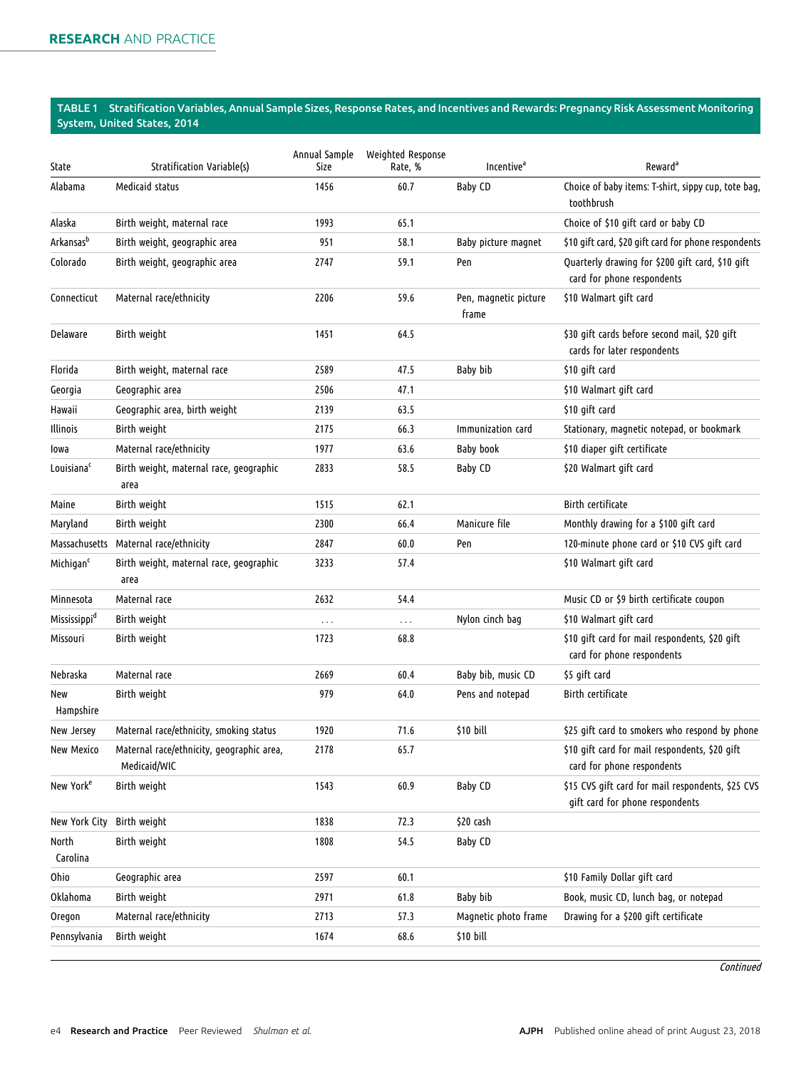**TABLE 1** Stratification Variables, Annual Sample Sizes, Response Rates, and Incentives and Rewards: Pregnancy Risk Assessment Monitoring System, United States, 2014

| State | Stratification Variable(s) | Annual Sample Size | Weighted Response Rate, % | Incentive[a] | Reward[a] |
|---|---|---|---|---|---|
| Alabama | Medicaid status | 1456 | 60.7 | Baby CD | Choice of baby items: T-shirt, sippy cup, tote bag, toothbrush |
| Alaska | Birth weight, maternal race | 1993 | 65.1 | | Choice of $10 gift card or baby CD |
| Arkansas[b] | Birth weight, geographic area | 951 | 58.1 | Baby picture magnet | $10 gift card, $20 gift card for phone respondents |
| Colorado | Birth weight, geographic area | 2747 | 59.1 | Pen | Quarterly drawing for $200 gift card, $10 gift card for phone respondents |
| Connecticut | Maternal race/ethnicity | 2206 | 59.6 | Pen, magnetic picture frame | $10 Walmart gift card |
| Delaware | Birth weight | 1451 | 64.5 | | $30 gift cards before second mail, $20 gift cards for later respondents |
| Florida | Birth weight, maternal race | 2589 | 47.5 | Baby bib | $10 gift card |
| Georgia | Geographic area | 2506 | 47.1 | | $10 Walmart gift card |
| Hawaii | Geographic area, birth weight | 2139 | 63.5 | | $10 gift card |
| Illinois | Birth weight | 2175 | 66.3 | Immunization card | Stationary, magnetic notepad, or bookmark |
| Iowa | Maternal race/ethnicity | 1977 | 63.6 | Baby book | $10 diaper gift certificate |
| Louisiana[c] | Birth weight, maternal race, geographic area | 2833 | 58.5 | Baby CD | $20 Walmart gift card |
| Maine | Birth weight | 1515 | 62.1 | | Birth certificate |
| Maryland | Birth weight | 2300 | 66.4 | Manicure file | Monthly drawing for a $100 gift card |
| Massachusetts | Maternal race/ethnicity | 2847 | 60.0 | Pen | 120-minute phone card or $10 CVS gift card |
| Michigan[c] | Birth weight, maternal race, geographic area | 3233 | 57.4 | | $10 Walmart gift card |
| Minnesota | Maternal race | 2632 | 54.4 | | Music CD or $9 birth certificate coupon |
| Mississippi[d] | Birth weight | ... | ... | Nylon cinch bag | $10 Walmart gift card |
| Missouri | Birth weight | 1723 | 68.8 | | $10 gift card for mail respondents, $20 gift card for phone respondents |
| Nebraska | Maternal race | 2669 | 60.4 | Baby bib, music CD | $5 gift card |
| New Hampshire | Birth weight | 979 | 64.0 | Pens and notepad | Birth certificate |
| New Jersey | Maternal race/ethnicity, smoking status | 1920 | 71.6 | $10 bill | $25 gift card to smokers who respond by phone |
| New Mexico | Maternal race/ethnicity, geographic area, Medicaid/WIC | 2178 | 65.7 | | $10 gift card for mail respondents, $20 gift card for phone respondents |
| New York[e] | Birth weight | 1543 | 60.9 | Baby CD | $15 CVS gift card for mail respondents, $25 CVS gift card for phone respondents |
| New York City | Birth weight | 1838 | 72.3 | $20 cash | |
| North Carolina | Birth weight | 1808 | 54.5 | Baby CD | |
| Ohio | Geographic area | 2597 | 60.1 | | $10 Family Dollar gift card |
| Oklahoma | Birth weight | 2971 | 61.8 | Baby bib | Book, music CD, lunch bag, or notepad |
| Oregon | Maternal race/ethnicity | 2713 | 57.3 | Magnetic photo frame | Drawing for a $200 gift certificate |
| Pennsylvania | Birth weight | 1674 | 68.6 | $10 bill | |

*Continued*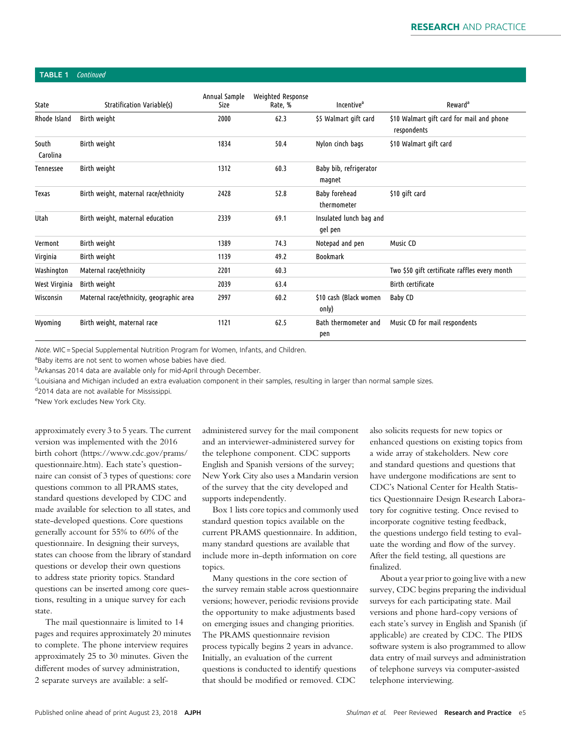**TABLE 1** *Continued*

| State | Stratification Variable(s) | Annual Sample Size | Weighted Response Rate, % | Incentive[a] | Reward[a] |
|---|---|---|---|---|---|
| Rhode Island | Birth weight | 2000 | 62.3 | $5 Walmart gift card | $10 Walmart gift card for mail and phone respondents |
| South Carolina | Birth weight | 1834 | 50.4 | Nylon cinch bags | $10 Walmart gift card |
| Tennessee | Birth weight | 1312 | 60.3 | Baby bib, refrigerator magnet | |
| Texas | Birth weight, maternal race/ethnicity | 2428 | 52.8 | Baby forehead thermometer | $10 gift card |
| Utah | Birth weight, maternal education | 2339 | 69.1 | Insulated lunch bag and gel pen | |
| Vermont | Birth weight | 1389 | 74.3 | Notepad and pen | Music CD |
| Virginia | Birth weight | 1139 | 49.2 | Bookmark | |
| Washington | Maternal race/ethnicity | 2201 | 60.3 | | Two $50 gift certificate raffles every month |
| West Virginia | Birth weight | 2039 | 63.4 | | Birth certificate |
| Wisconsin | Maternal race/ethnicity, geographic area | 2997 | 60.2 | $10 cash (Black women only) | Baby CD |
| Wyoming | Birth weight, maternal race | 1121 | 62.5 | Bath thermometer and pen | Music CD for mail respondents |

*Note.* WIC = Special Supplemental Nutrition Program for Women, Infants, and Children.
[a]Baby items are not sent to women whose babies have died.
[b]Arkansas 2014 data are available only for mid-April through December.
[c]Louisiana and Michigan included an extra evaluation component in their samples, resulting in larger than normal sample sizes.
[d]2014 data are not available for Mississippi.
[e]New York excludes New York City.

approximately every 3 to 5 years. The current version was implemented with the 2016 birth cohort (https://www.cdc.gov/prams/questionnaire.htm). Each state's questionnaire can consist of 3 types of questions: core questions common to all PRAMS states, standard questions developed by CDC and made available for selection to all states, and state-developed questions. Core questions generally account for 55% to 60% of the questionnaire. In designing their surveys, states can choose from the library of standard questions or develop their own questions to address state priority topics. Standard questions can be inserted among core questions, resulting in a unique survey for each state.

The mail questionnaire is limited to 14 pages and requires approximately 20 minutes to complete. The phone interview requires approximately 25 to 30 minutes. Given the different modes of survey administration, 2 separate surveys are available: a self-administered survey for the mail component and an interviewer-administered survey for the telephone component. CDC supports English and Spanish versions of the survey; New York City also uses a Mandarin version of the survey that the city developed and supports independently.

Box 1 lists core topics and commonly used standard question topics available on the current PRAMS questionnaire. In addition, many standard questions are available that include more in-depth information on core topics.

Many questions in the core section of the survey remain stable across questionnaire versions; however, periodic revisions provide the opportunity to make adjustments based on emerging issues and changing priorities. The PRAMS questionnaire revision process typically begins 2 years in advance. Initially, an evaluation of the current questions is conducted to identify questions that should be modified or removed. CDC also solicits requests for new topics or enhanced questions on existing topics from a wide array of stakeholders. New core and standard questions and questions that have undergone modifications are sent to CDC's National Center for Health Statistics Questionnaire Design Research Laboratory for cognitive testing. Once revised to incorporate cognitive testing feedback, the questions undergo field testing to evaluate the wording and flow of the survey. After the field testing, all questions are finalized.

About a year prior to going live with a new survey, CDC begins preparing the individual surveys for each participating state. Mail versions and phone hard-copy versions of each state's survey in English and Spanish (if applicable) are created by CDC. The PIDS software system is also programmed to allow data entry of mail surveys and administration of telephone surveys via computer-assisted telephone interviewing.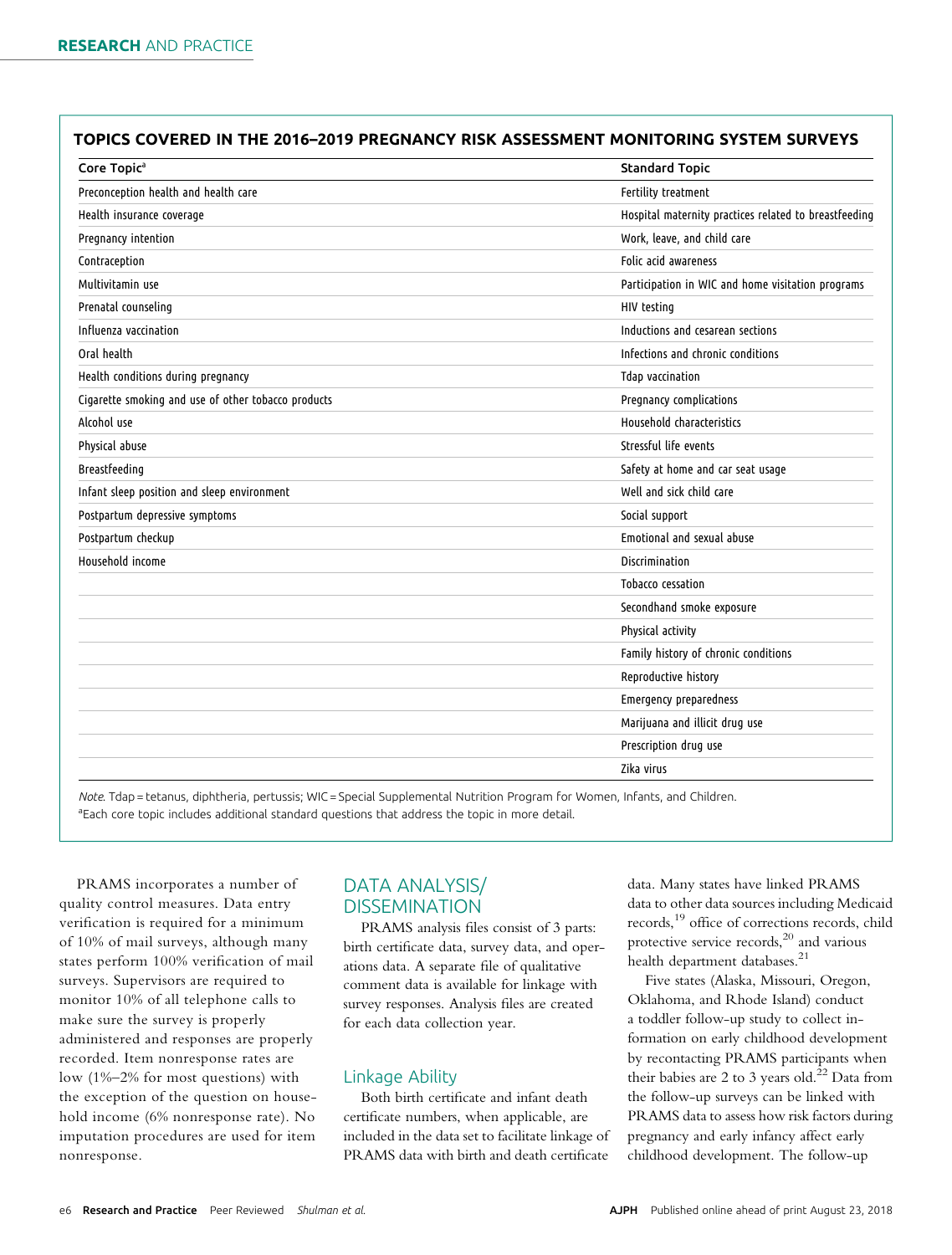**TOPICS COVERED IN THE 2016–2019 PREGNANCY RISK ASSESSMENT MONITORING SYSTEM SURVEYS**

| Core Topic[a] | Standard Topic |
|---|---|
| Preconception health and health care | Fertility treatment |
| Health insurance coverage | Hospital maternity practices related to breastfeeding |
| Pregnancy intention | Work, leave, and child care |
| Contraception | Folic acid awareness |
| Multivitamin use | Participation in WIC and home visitation programs |
| Prenatal counseling | HIV testing |
| Influenza vaccination | Inductions and cesarean sections |
| Oral health | Infections and chronic conditions |
| Health conditions during pregnancy | Tdap vaccination |
| Cigarette smoking and use of other tobacco products | Pregnancy complications |
| Alcohol use | Household characteristics |
| Physical abuse | Stressful life events |
| Breastfeeding | Safety at home and car seat usage |
| Infant sleep position and sleep environment | Well and sick child care |
| Postpartum depressive symptoms | Social support |
| Postpartum checkup | Emotional and sexual abuse |
| Household income | Discrimination |
| | Tobacco cessation |
| | Secondhand smoke exposure |
| | Physical activity |
| | Family history of chronic conditions |
| | Reproductive history |
| | Emergency preparedness |
| | Marijuana and illicit drug use |
| | Prescription drug use |
| | Zika virus |

*Note.* Tdap = tetanus, diphtheria, pertussis; WIC = Special Supplemental Nutrition Program for Women, Infants, and Children.
[a]Each core topic includes additional standard questions that address the topic in more detail.

PRAMS incorporates a number of quality control measures. Data entry verification is required for a minimum of 10% of mail surveys, although many states perform 100% verification of mail surveys. Supervisors are required to monitor 10% of all telephone calls to make sure the survey is properly administered and responses are properly recorded. Item nonresponse rates are low (1%–2% for most questions) with the exception of the question on household income (6% nonresponse rate). No imputation procedures are used for item nonresponse.

## DATA ANALYSIS/ DISSEMINATION

PRAMS analysis files consist of 3 parts: birth certificate data, survey data, and operations data. A separate file of qualitative comment data is available for linkage with survey responses. Analysis files are created for each data collection year.

### Linkage Ability

Both birth certificate and infant death certificate numbers, when applicable, are included in the data set to facilitate linkage of PRAMS data with birth and death certificate data. Many states have linked PRAMS data to other data sources including Medicaid records,[19] office of corrections records, child protective service records,[20] and various health department databases.[21]

Five states (Alaska, Missouri, Oregon, Oklahoma, and Rhode Island) conduct a toddler follow-up study to collect information on early childhood development by recontacting PRAMS participants when their babies are 2 to 3 years old.[22] Data from the follow-up surveys can be linked with PRAMS data to assess how risk factors during pregnancy and early infancy affect early childhood development. The follow-up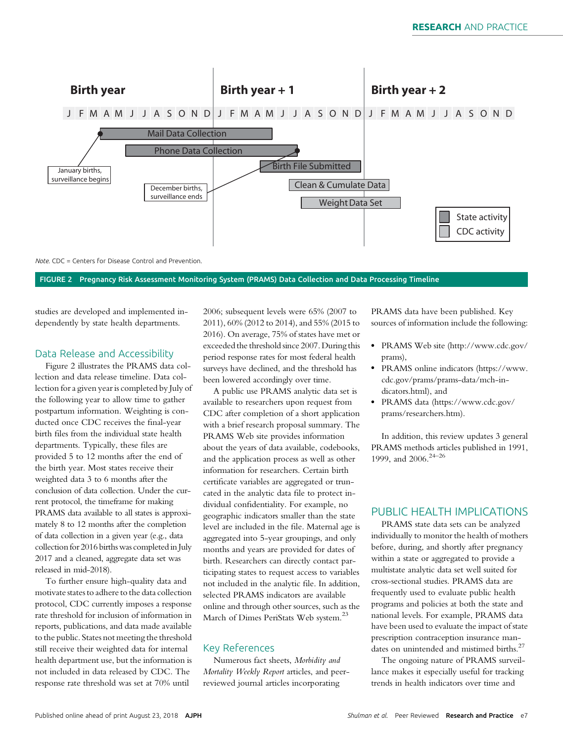*Note.* CDC = Centers for Disease Control and Prevention.

**FIGURE 2 Pregnancy Risk Assessment Monitoring System (PRAMS) Data Collection and Data Processing Timeline**

studies are developed and implemented independently by state health departments.

## Data Release and Accessibility

Figure 2 illustrates the PRAMS data collection and data release timeline. Data collection for a given year is completed by July of the following year to allow time to gather postpartum information. Weighting is conducted once CDC receives the final-year birth files from the individual state health departments. Typically, these files are provided 5 to 12 months after the end of the birth year. Most states receive their weighted data 3 to 6 months after the conclusion of data collection. Under the current protocol, the timeframe for making PRAMS data available to all states is approximately 8 to 12 months after the completion of data collection in a given year (e.g., data collection for 2016 births was completed in July 2017 and a cleaned, aggregate data set was released in mid-2018).

To further ensure high-quality data and motivate states to adhere to the data collection protocol, CDC currently imposes a response rate threshold for inclusion of information in reports, publications, and data made available to the public. States not meeting the threshold still receive their weighted data for internal health department use, but the information is not included in data released by CDC. The response rate threshold was set at 70% until 2006; subsequent levels were 65% (2007 to 2011), 60% (2012 to 2014), and 55% (2015 to 2016). On average, 75% of states have met or exceeded the threshold since 2007. During this period response rates for most federal health surveys have declined, and the threshold has been lowered accordingly over time.

A public use PRAMS analytic data set is available to researchers upon request from CDC after completion of a short application with a brief research proposal summary. The PRAMS Web site provides information about the years of data available, codebooks, and the application process as well as other information for researchers. Certain birth certificate variables are aggregated or truncated in the analytic data file to protect individual confidentiality. For example, no geographic indicators smaller than the state level are included in the file. Maternal age is aggregated into 5-year groupings, and only months and years are provided for dates of birth. Researchers can directly contact participating states to request access to variables not included in the analytic file. In addition, selected PRAMS indicators are available online and through other sources, such as the March of Dimes PeriStats Web system.[23]

## Key References

Numerous fact sheets, *Morbidity and Mortality Weekly Report* articles, and peer-reviewed journal articles incorporating PRAMS data have been published. Key sources of information include the following:

- PRAMS Web site (http://www.cdc.gov/prams),
- PRAMS online indicators (https://www.cdc.gov/prams/prams-data/mch-indicators.html), and
- PRAMS data (https://www.cdc.gov/prams/researchers.htm).

In addition, this review updates 3 general PRAMS methods articles published in 1991, 1999, and 2006.[24–26]

# PUBLIC HEALTH IMPLICATIONS

PRAMS state data sets can be analyzed individually to monitor the health of mothers before, during, and shortly after pregnancy within a state or aggregated to provide a multistate analytic data set well suited for cross-sectional studies. PRAMS data are frequently used to evaluate public health programs and policies at both the state and national levels. For example, PRAMS data have been used to evaluate the impact of state prescription contraception insurance mandates on unintended and mistimed births.[27]

The ongoing nature of PRAMS surveillance makes it especially useful for tracking trends in health indicators over time and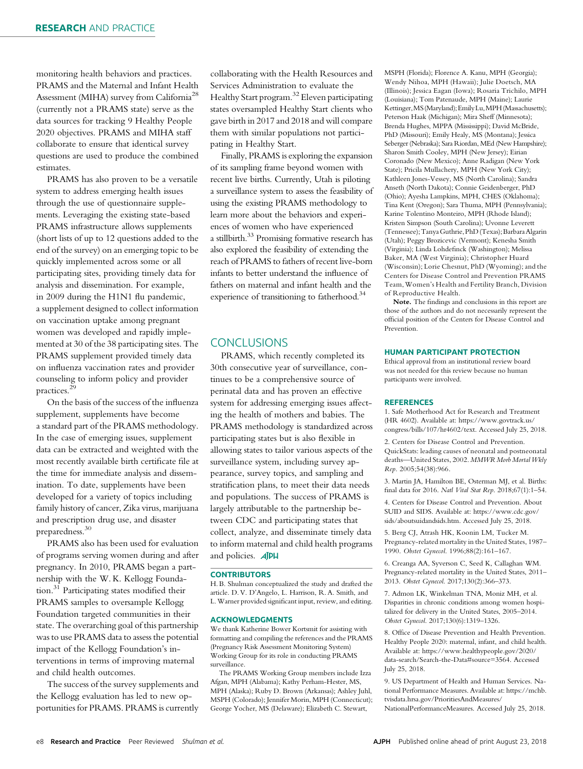monitoring health behaviors and practices. PRAMS and the Maternal and Infant Health Assessment (MIHA) survey from California[28] (currently not a PRAMS state) serve as the data sources for tracking 9 Healthy People 2020 objectives. PRAMS and MIHA staff collaborate to ensure that identical survey questions are used to produce the combined estimates.

PRAMS has also proven to be a versatile system to address emerging health issues through the use of questionnaire supplements. Leveraging the existing state-based PRAMS infrastructure allows supplements (short lists of up to 12 questions added to the end of the survey) on an emerging topic to be quickly implemented across some or all participating sites, providing timely data for analysis and dissemination. For example, in 2009 during the H1N1 flu pandemic, a supplement designed to collect information on vaccination uptake among pregnant women was developed and rapidly implemented at 30 of the 38 participating sites. The PRAMS supplement provided timely data on influenza vaccination rates and provider counseling to inform policy and provider practices.[29]

On the basis of the success of the influenza supplement, supplements have become a standard part of the PRAMS methodology. In the case of emerging issues, supplement data can be extracted and weighted with the most recently available birth certificate file at the time for immediate analysis and dissemination. To date, supplements have been developed for a variety of topics including family history of cancer, Zika virus, marijuana and prescription drug use, and disaster preparedness.[30]

PRAMS also has been used for evaluation of programs serving women during and after pregnancy. In 2010, PRAMS began a partnership with the W. K. Kellogg Foundation.[31] Participating states modified their PRAMS samples to oversample Kellogg Foundation targeted communities in their state. The overarching goal of this partnership was to use PRAMS data to assess the potential impact of the Kellogg Foundation's interventions in terms of improving maternal and child health outcomes.

The success of the survey supplements and the Kellogg evaluation has led to new opportunities for PRAMS. PRAMS is currently collaborating with the Health Resources and Services Administration to evaluate the Healthy Start program.[32] Eleven participating states oversampled Healthy Start clients who gave birth in 2017 and 2018 and will compare them with similar populations not participating in Healthy Start.

Finally, PRAMS is exploring the expansion of its sampling frame beyond women with recent live births. Currently, Utah is piloting a surveillance system to assess the feasibility of using the existing PRAMS methodology to learn more about the behaviors and experiences of women who have experienced a stillbirth.[33] Promising formative research has also explored the feasibility of extending the reach of PRAMS to fathers of recent live-born infants to better understand the influence of fathers on maternal and infant health and the experience of transitioning to fatherhood.[34]

## CONCLUSIONS

PRAMS, which recently completed its 30th consecutive year of surveillance, continues to be a comprehensive source of perinatal data and has proven an effective system for addressing emerging issues affecting the health of mothers and babies. The PRAMS methodology is standardized across participating states but is also flexible in allowing states to tailor various aspects of the surveillance system, including survey appearance, survey topics, and sampling and stratification plans, to meet their data needs and populations. The success of PRAMS is largely attributable to the partnership between CDC and participating states that collect, analyze, and disseminate timely data to inform maternal and child health programs and policies.

### CONTRIBUTORS

H. B. Shulman conceptualized the study and drafted the article. D. V. D'Angelo, L. Harrison, R. A. Smith, and L. Warner provided significant input, review, and editing.

### ACKNOWLEDGMENTS

We thank Katherine Bower Kortsmit for assisting with formatting and compiling the references and the PRAMS (Pregnancy Risk Assessment Monitoring System) Working Group for its role in conducting PRAMS surveillance.

The PRAMS Working Group members include Izza Afgan, MPH (Alabama); Kathy Perham-Hester, MS, MPH (Alaska); Ruby D. Brown (Arkansas); Ashley Juhl, MSPH (Colorado); Jennifer Morin, MPH (Connecticut); George Yocher, MS (Delaware); Elizabeth C. Stewart, MSPH (Florida); Florence A. Kanu, MPH (Georgia); Wendy Nihoa, MPH (Hawaii); Julie Doetsch, MA (Illinois); Jessica Eagan (Iowa); Rosaria Trichilo, MPH (Louisiana); Tom Patenaude, MPH (Maine); Laurie Kettinger, MS (Maryland); Emily Lu, MPH (Massachusetts); Peterson Haak (Michigan); Mira Sheff (Minnesota); Brenda Hughes, MPPA (Mississippi); David McBride, PhD (Missouri); Emily Healy, MS (Montana); Jessica Seberger (Nebraska); Sara Riordan, MEd (New Hampshire); Sharon Smith Cooley, MPH (New Jersey); Eirian Coronado (New Mexico); Anne Radigan (New York State); Pricila Mullachery, MPH (New York City); Kathleen Jones-Vessey, MS (North Carolina); Sandra Anseth (North Dakota); Connie Geidenberger, PhD (Ohio); Ayesha Lampkins, MPH, CHES (Oklahoma); Tina Kent (Oregon); Sara Thuma, MPH (Pennsylvania); Karine Tolentino Monteiro, MPH (Rhode Island); Kristen Simpson (South Carolina); Uvonne Leverett (Tennessee); Tanya Guthrie, PhD (Texas); Barbara Algarin (Utah); Peggy Brozicevic (Vermont); Kenesha Smith (Virginia); Linda Lohdefinck (Washington); Melissa Baker, MA (West Virginia); Christopher Huard (Wisconsin); Lorie Chesnut, PhD (Wyoming); and the Centers for Disease Control and Prevention PRAMS Team, Women's Health and Fertility Branch, Division of Reproductive Health.

**Note.** The findings and conclusions in this report are those of the authors and do not necessarily represent the official position of the Centers for Disease Control and Prevention.

### HUMAN PARTICIPANT PROTECTION

Ethical approval from an institutional review board was not needed for this review because no human participants were involved.

### REFERENCES

1. Safe Motherhood Act for Research and Treatment (HR 4602). Available at: https://www.govtrack.us/congress/bills/107/hr4602/text. Accessed July 25, 2018.

2. Centers for Disease Control and Prevention. QuickStats: leading causes of neonatal and postneonatal deaths—United States, 2002. *MMWR Morb Mortal Wkly Rep*. 2005;54(38):966.

3. Martin JA, Hamilton BE, Osterman MJ, et al. Births: final data for 2016. *Natl Vital Stat Rep*. 2018;67(1):1–54.

4. Centers for Disease Control and Prevention. About SUID and SIDS. Available at: https://www.cdc.gov/sids/aboutsuidandsids.htm. Accessed July 25, 2018.

5. Berg CJ, Atrash HK, Koonin LM, Tucker M. Pregnancy-related mortality in the United States, 1987–1990. *Obstet Gynecol*. 1996;88(2):161–167.

6. Creanga AA, Syverson C, Seed K, Callaghan WM. Pregnancy-related mortality in the United States, 2011–2013. *Obstet Gynecol*. 2017;130(2):366–373.

7. Admon LK, Winkelman TNA, Moniz MH, et al. Disparities in chronic conditions among women hospitalized for delivery in the United States, 2005–2014. *Obstet Gynecol*. 2017;130(6):1319–1326.

8. Office of Disease Prevention and Health Prevention. Healthy People 2020: maternal, infant, and child health. Available at: https://www.healthypeople.gov/2020/data-search/Search-the-Data#source=3564. Accessed July 25, 2018.

9. US Department of Health and Human Services. National Performance Measures. Available at: https://mchb.tvisdata.hrsa.gov/PrioritiesAndMeasures/NationalPerformanceMeasures. Accessed July 25, 2018.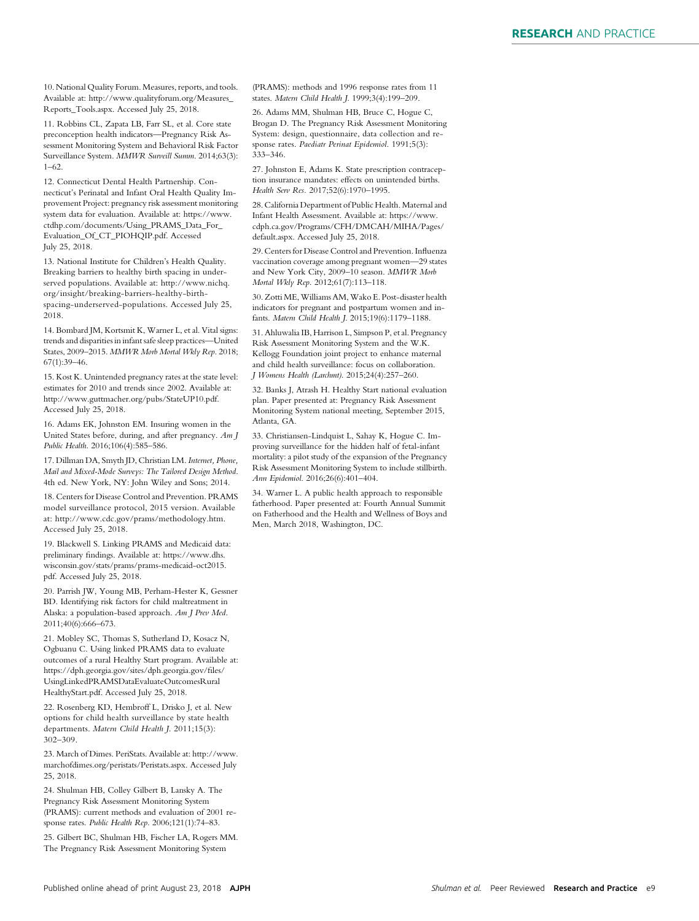10. National Quality Forum. Measures, reports, and tools. Available at: http://www.qualityforum.org/Measures_Reports_Tools.aspx. Accessed July 25, 2018.

11. Robbins CL, Zapata LB, Farr SL, et al. Core state preconception health indicators—Pregnancy Risk Assessment Monitoring System and Behavioral Risk Factor Surveillance System. *MMWR Surveill Summ*. 2014;63(3):1–62.

12. Connecticut Dental Health Partnership. Connecticut's Perinatal and Infant Oral Health Quality Improvement Project: pregnancy risk assessment monitoring system data for evaluation. Available at: https://www.ctdhp.com/documents/Using_PRAMS_Data_For_Evaluation_Of_CT_PIOHQIP.pdf. Accessed July 25, 2018.

13. National Institute for Children's Health Quality. Breaking barriers to healthy birth spacing in underserved populations. Available at: http://www.nichq.org/insight/breaking-barriers-healthy-birth-spacing-underserved-populations. Accessed July 25, 2018.

14. Bombard JM, Kortsmit K, Warner L, et al. Vital signs: trends and disparities in infant safe sleep practices—United States, 2009–2015. *MMWR Morb Mortal Wkly Rep*. 2018;67(1):39–46.

15. Kost K. Unintended pregnancy rates at the state level: estimates for 2010 and trends since 2002. Available at: http://www.guttmacher.org/pubs/StateUP10.pdf. Accessed July 25, 2018.

16. Adams EK, Johnston EM. Insuring women in the United States before, during, and after pregnancy. *Am J Public Health*. 2016;106(4):585–586.

17. Dillman DA, Smyth JD, Christian LM. *Internet, Phone, Mail and Mixed-Mode Surveys: The Tailored Design Method*. 4th ed. New York, NY: John Wiley and Sons; 2014.

18. Centers for Disease Control and Prevention. PRAMS model surveillance protocol, 2015 version. Available at: http://www.cdc.gov/prams/methodology.htm. Accessed July 25, 2018.

19. Blackwell S. Linking PRAMS and Medicaid data: preliminary findings. Available at: https://www.dhs.wisconsin.gov/stats/prams/prams-medicaid-oct2015.pdf. Accessed July 25, 2018.

20. Parrish JW, Young MB, Perham-Hester K, Gessner BD. Identifying risk factors for child maltreatment in Alaska: a population-based approach. *Am J Prev Med*. 2011;40(6):666–673.

21. Mobley SC, Thomas S, Sutherland D, Kosacz N, Ogbuanu C. Using linked PRAMS data to evaluate outcomes of a rural Healthy Start program. Available at: https://dph.georgia.gov/sites/dph.georgia.gov/files/UsingLinkedPRAMSDataEvaluateOutcomesRuralHealthyStart.pdf. Accessed July 25, 2018.

22. Rosenberg KD, Hembroff L, Drisko J, et al. New options for child health surveillance by state health departments. *Matern Child Health J*. 2011;15(3):302–309.

23. March of Dimes. PeriStats. Available at: http://www.marchofdimes.org/peristats/Peristats.aspx. Accessed July 25, 2018.

24. Shulman HB, Colley Gilbert B, Lansky A. The Pregnancy Risk Assessment Monitoring System (PRAMS): current methods and evaluation of 2001 response rates. *Public Health Rep*. 2006;121(1):74–83.

25. Gilbert BC, Shulman HB, Fischer LA, Rogers MM. The Pregnancy Risk Assessment Monitoring System (PRAMS): methods and 1996 response rates from 11 states. *Matern Child Health J*. 1999;3(4):199–209.

26. Adams MM, Shulman HB, Bruce C, Hogue C, Brogan D. The Pregnancy Risk Assessment Monitoring System: design, questionnaire, data collection and response rates. *Paediatr Perinat Epidemiol*. 1991;5(3):333–346.

27. Johnston E, Adams K. State prescription contraception insurance mandates: effects on unintended births. *Health Serv Res*. 2017;52(6):1970–1995.

28. California Department of Public Health. Maternal and Infant Health Assessment. Available at: https://www.cdph.ca.gov/Programs/CFH/DMCAH/MIHA/Pages/default.aspx. Accessed July 25, 2018.

29. Centers for Disease Control and Prevention. Influenza vaccination coverage among pregnant women—29 states and New York City, 2009–10 season. *MMWR Morb Mortal Wkly Rep*. 2012;61(7):113–118.

30. Zotti ME, Williams AM, Wako E. Post-disaster health indicators for pregnant and postpartum women and infants. *Matern Child Health J*. 2015;19(6):1179–1188.

31. Ahluwalia IB, Harrison L, Simpson P, et al. Pregnancy Risk Assessment Monitoring System and the W.K. Kellogg Foundation joint project to enhance maternal and child health surveillance: focus on collaboration. *J Womens Health (Larchmt)*. 2015;24(4):257–260.

32. Banks J, Atrash H. Healthy Start national evaluation plan. Paper presented at: Pregnancy Risk Assessment Monitoring System national meeting, September 2015, Atlanta, GA.

33. Christiansen-Lindquist L, Sahay K, Hogue C. Improving surveillance for the hidden half of fetal-infant mortality: a pilot study of the expansion of the Pregnancy Risk Assessment Monitoring System to include stillbirth. *Ann Epidemiol*. 2016;26(6):401–404.

34. Warner L. A public health approach to responsible fatherhood. Paper presented at: Fourth Annual Summit on Fatherhood and the Health and Wellness of Boys and Men, March 2018, Washington, DC.